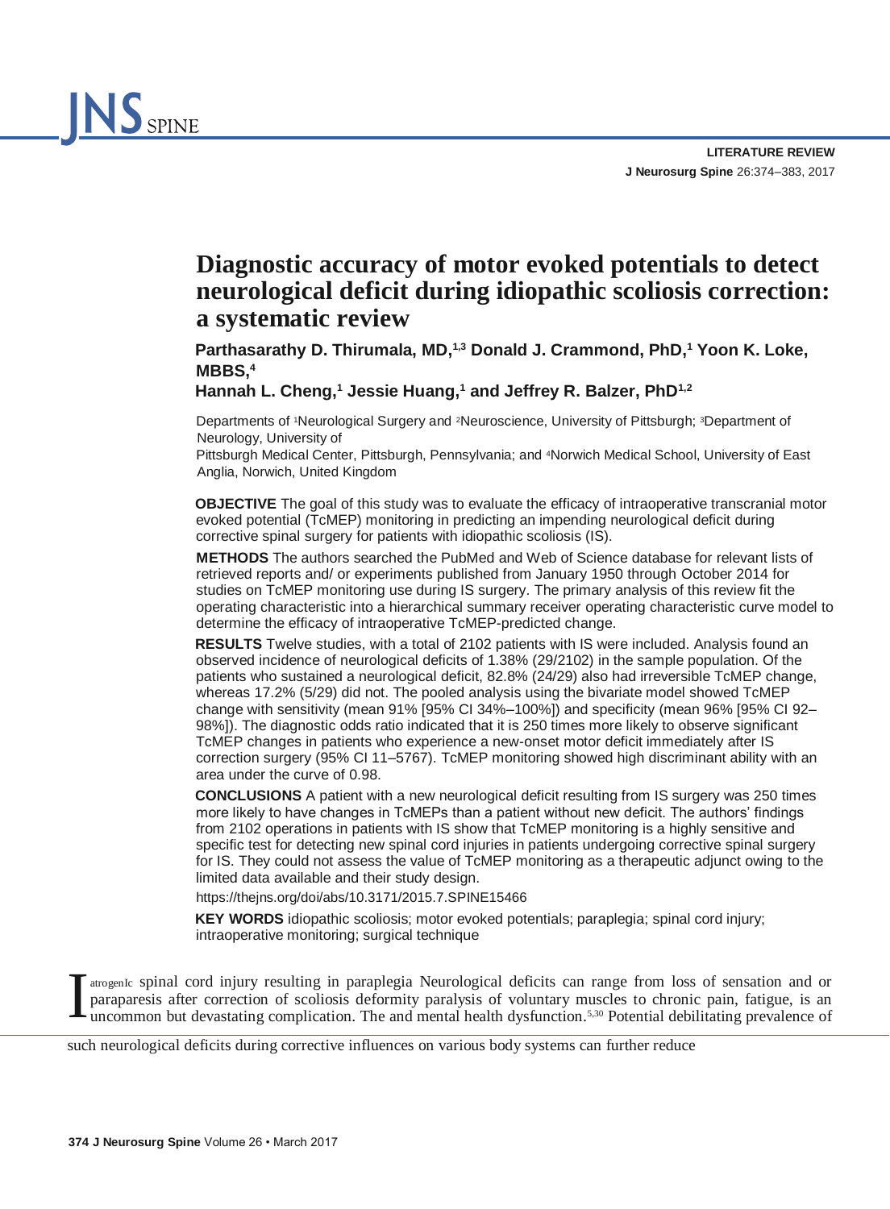LITERATURE REVIEW

# Diagnostic accuracy of motor evoked potentials to detect neurological deficit during idiopathic scoliosis correction: a systematic review

**Parthasarathy D. Thirumala, MD,[1,3] Donald J. Crammond, PhD,[1] Yoon K. Loke, MBBS,[4] Hannah L. Cheng,[1] Jessie Huang,[1] and Jeffrey R. Balzer, PhD[1,2]**

Departments of [1]Neurological Surgery and [2]Neuroscience, University of Pittsburgh; [3]Department of Neurology, University of Pittsburgh Medical Center, Pittsburgh, Pennsylvania; and [4]Norwich Medical School, University of East Anglia, Norwich, United Kingdom

**OBJECTIVE** The goal of this study was to evaluate the efficacy of intraoperative transcranial motor evoked potential (TcMEP) monitoring in predicting an impending neurological deficit during corrective spinal surgery for patients with idiopathic scoliosis (IS).

**METHODS** The authors searched the PubMed and Web of Science database for relevant lists of retrieved reports and/ or experiments published from January 1950 through October 2014 for studies on TcMEP monitoring use during IS surgery. The primary analysis of this review fit the operating characteristic into a hierarchical summary receiver operating characteristic curve model to determine the efficacy of intraoperative TcMEP-predicted change.

**RESULTS** Twelve studies, with a total of 2102 patients with IS were included. Analysis found an observed incidence of neurological deficits of 1.38% (29/2102) in the sample population. Of the patients who sustained a neurological deficit, 82.8% (24/29) also had irreversible TcMEP change, whereas 17.2% (5/29) did not. The pooled analysis using the bivariate model showed TcMEP change with sensitivity (mean 91% [95% CI 34%–100%]) and specificity (mean 96% [95% CI 92–98%]). The diagnostic odds ratio indicated that it is 250 times more likely to observe significant TcMEP changes in patients who experience a new-onset motor deficit immediately after IS correction surgery (95% CI 11–5767). TcMEP monitoring showed high discriminant ability with an area under the curve of 0.98.

**CONCLUSIONS** A patient with a new neurological deficit resulting from IS surgery was 250 times more likely to have changes in TcMEPs than a patient without new deficit. The authors' findings from 2102 operations in patients with IS show that TcMEP monitoring is a highly sensitive and specific test for detecting new spinal cord injuries in patients undergoing corrective spinal surgery for IS. They could not assess the value of TcMEP monitoring as a therapeutic adjunct owing to the limited data available and their study design.

https://thejns.org/doi/abs/10.3171/2015.7.SPINE15466

**KEY WORDS** idiopathic scoliosis; motor evoked potentials; paraplegia; spinal cord injury; intraoperative monitoring; surgical technique

IatrogenIc spinal cord injury resulting in paraplegia Neurological deficits can range from loss of sensation and or paraparesis after correction of scoliosis deformity paralysis of voluntary muscles to chronic pain, fatigue, is an uncommon but devastating complication. The and mental health dysfunction.[5,30] Potential debilitating prevalence of such neurological deficits during corrective influences on various body systems can further reduce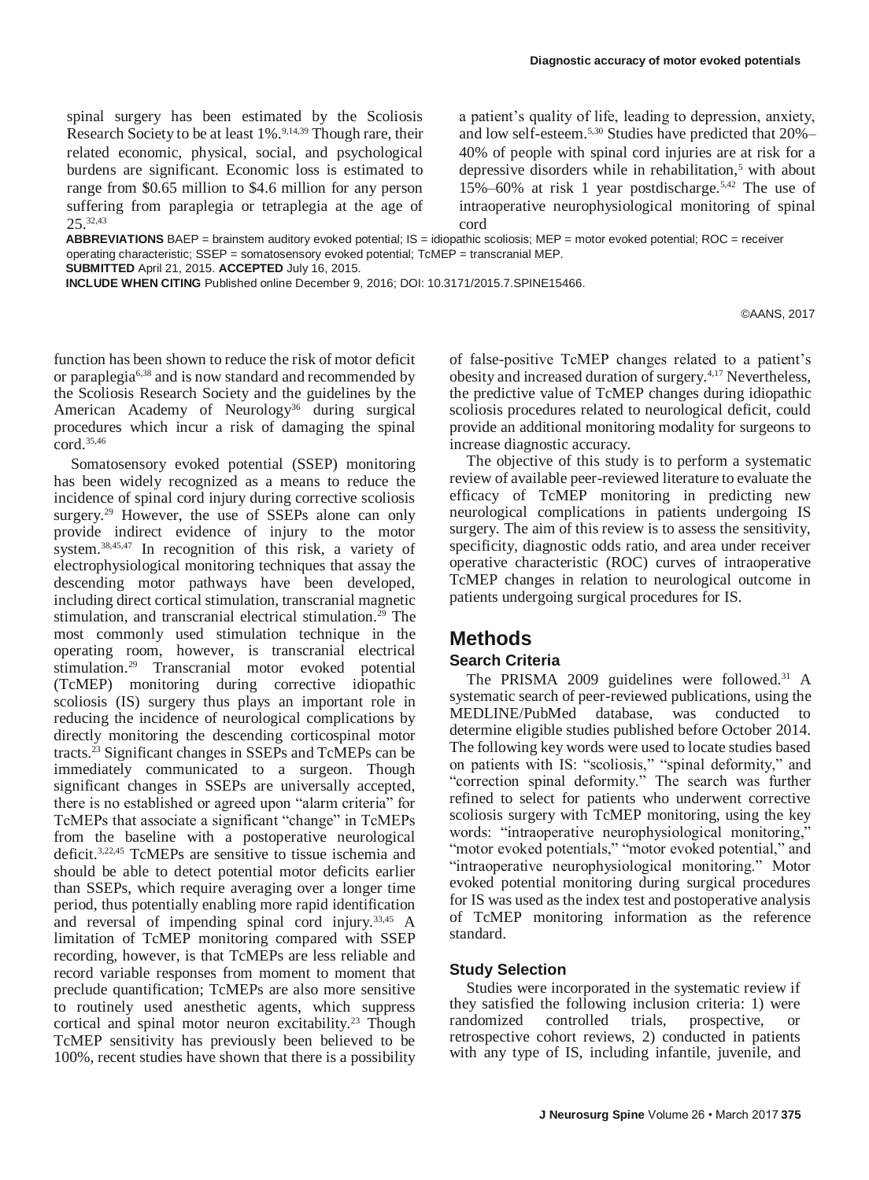spinal surgery has been estimated by the Scoliosis Research Society to be at least 1%.[9,14,39] Though rare, their related economic, physical, social, and psychological burdens are significant. Economic loss is estimated to range from $0.65 million to $4.6 million for any person suffering from paraplegia or tetraplegia at the age of 25.[32,43] a patient's quality of life, leading to depression, anxiety, and low self-esteem.[5,30] Studies have predicted that 20%–40% of people with spinal cord injuries are at risk for a depressive disorders while in rehabilitation,[5] with about 15%–60% at risk 1 year postdischarge.[5,42] The use of intraoperative neurophysiological monitoring of spinal cord function has been shown to reduce the risk of motor deficit or paraplegia[6,38] and is now standard and recommended by the Scoliosis Research Society and the guidelines by the American Academy of Neurology[36] during surgical procedures which incur a risk of damaging the spinal cord.[35,46]

**ABBREVIATIONS** BAEP = brainstem auditory evoked potential; IS = idiopathic scoliosis; MEP = motor evoked potential; ROC = receiver operating characteristic; SSEP = somatosensory evoked potential; TcMEP = transcranial MEP.

**SUBMITTED** April 21, 2015. **ACCEPTED** July 16, 2015.

**INCLUDE WHEN CITING** Published online December 9, 2016; DOI: 10.3171/2015.7.SPINE15466.

©AANS, 2017

Somatosensory evoked potential (SSEP) monitoring has been widely recognized as a means to reduce the incidence of spinal cord injury during corrective scoliosis surgery.[29] However, the use of SSEPs alone can only provide indirect evidence of injury to the motor system.[38,45,47] In recognition of this risk, a variety of electrophysiological monitoring techniques that assay the descending motor pathways have been developed, including direct cortical stimulation, transcranial magnetic stimulation, and transcranial electrical stimulation.[29] The most commonly used stimulation technique in the operating room, however, is transcranial electrical stimulation.[29] Transcranial motor evoked potential (TcMEP) monitoring during corrective idiopathic scoliosis (IS) surgery thus plays an important role in reducing the incidence of neurological complications by directly monitoring the descending corticospinal motor tracts.[23] Significant changes in SSEPs and TcMEPs can be immediately communicated to a surgeon. Though significant changes in SSEPs are universally accepted, there is no established or agreed upon "alarm criteria" for TcMEPs that associate a significant "change" in TcMEPs from the baseline with a postoperative neurological deficit.[3,22,45] TcMEPs are sensitive to tissue ischemia and should be able to detect potential motor deficits earlier than SSEPs, which require averaging over a longer time period, thus potentially enabling more rapid identification and reversal of impending spinal cord injury.[33,45] A limitation of TcMEP monitoring compared with SSEP recording, however, is that TcMEPs are less reliable and record variable responses from moment to moment that preclude quantification; TcMEPs are also more sensitive to routinely used anesthetic agents, which suppress cortical and spinal motor neuron excitability.[23] Though TcMEP sensitivity has previously been believed to be 100%, recent studies have shown that there is a possibility of false-positive TcMEP changes related to a patient's obesity and increased duration of surgery.[4,17] Nevertheless, the predictive value of TcMEP changes during idiopathic scoliosis procedures related to neurological deficit, could provide an additional monitoring modality for surgeons to increase diagnostic accuracy.

The objective of this study is to perform a systematic review of available peer-reviewed literature to evaluate the efficacy of TcMEP monitoring in predicting new neurological complications in patients undergoing IS surgery. The aim of this review is to assess the sensitivity, specificity, diagnostic odds ratio, and area under receiver operative characteristic (ROC) curves of intraoperative TcMEP changes in relation to neurological outcome in patients undergoing surgical procedures for IS.

## Methods

### Search Criteria

The PRISMA 2009 guidelines were followed.[31] A systematic search of peer-reviewed publications, using the MEDLINE/PubMed database, was conducted to determine eligible studies published before October 2014. The following key words were used to locate studies based on patients with IS: "scoliosis," "spinal deformity," and "correction spinal deformity." The search was further refined to select for patients who underwent corrective scoliosis surgery with TcMEP monitoring, using the key words: "intraoperative neurophysiological monitoring," "motor evoked potentials," "motor evoked potential," and "intraoperative neurophysiological monitoring." Motor evoked potential monitoring during surgical procedures for IS was used as the index test and postoperative analysis of TcMEP monitoring information as the reference standard.

### Study Selection

Studies were incorporated in the systematic review if they satisfied the following inclusion criteria: 1) were randomized controlled trials, prospective, or retrospective cohort reviews, 2) conducted in patients with any type of IS, including infantile, juvenile, and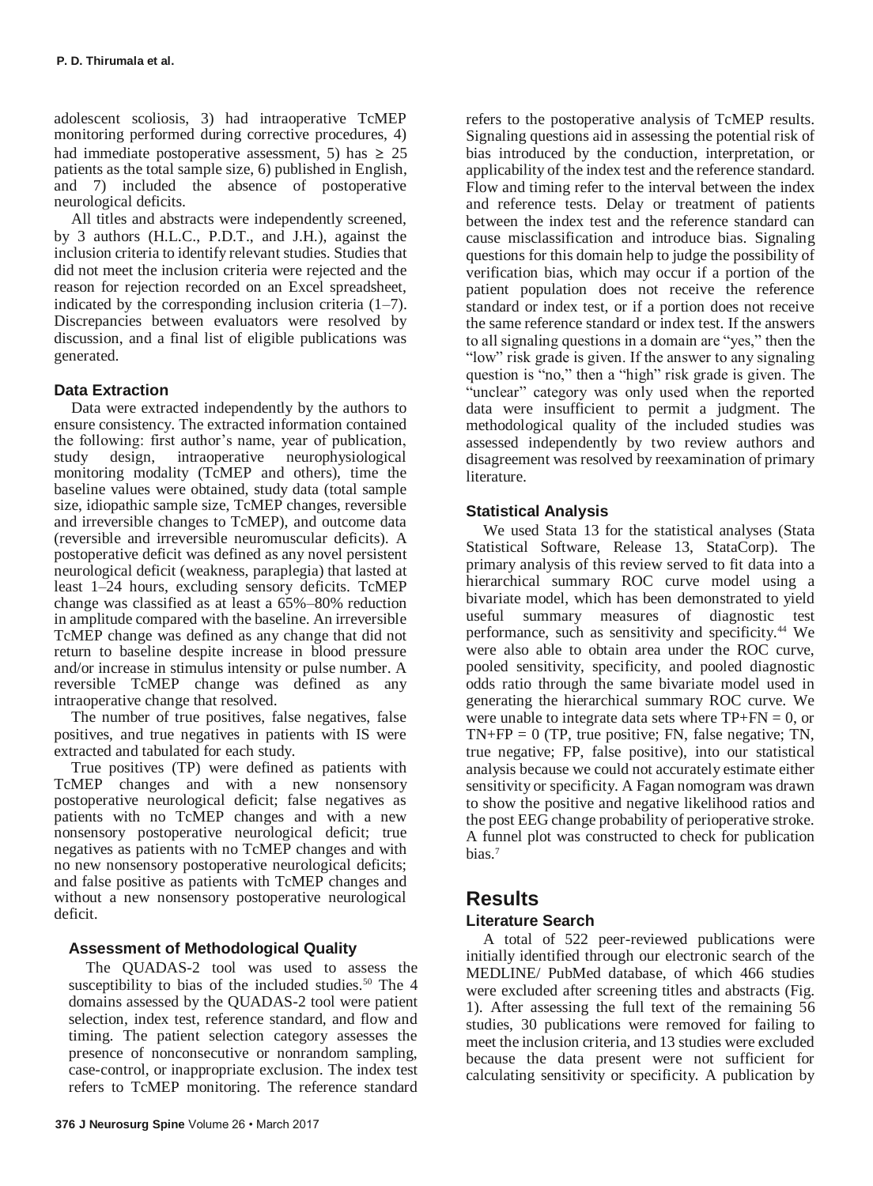adolescent scoliosis, 3) had intraoperative TcMEP monitoring performed during corrective procedures, 4) had immediate postoperative assessment, 5) has ≥ 25 patients as the total sample size, 6) published in English, and 7) included the absence of postoperative neurological deficits.

All titles and abstracts were independently screened, by 3 authors (H.L.C., P.D.T., and J.H.), against the inclusion criteria to identify relevant studies. Studies that did not meet the inclusion criteria were rejected and the reason for rejection recorded on an Excel spreadsheet, indicated by the corresponding inclusion criteria (1–7). Discrepancies between evaluators were resolved by discussion, and a final list of eligible publications was generated.

### Data Extraction

Data were extracted independently by the authors to ensure consistency. The extracted information contained the following: first author's name, year of publication, study design, intraoperative neurophysiological monitoring modality (TcMEP and others), time the baseline values were obtained, study data (total sample size, idiopathic sample size, TcMEP changes, reversible and irreversible changes to TcMEP), and outcome data (reversible and irreversible neuromuscular deficits). A postoperative deficit was defined as any novel persistent neurological deficit (weakness, paraplegia) that lasted at least 1–24 hours, excluding sensory deficits. TcMEP change was classified as at least a 65%–80% reduction in amplitude compared with the baseline. An irreversible TcMEP change was defined as any change that did not return to baseline despite increase in blood pressure and/or increase in stimulus intensity or pulse number. A reversible TcMEP change was defined as any intraoperative change that resolved.

The number of true positives, false negatives, false positives, and true negatives in patients with IS were extracted and tabulated for each study.

True positives (TP) were defined as patients with TcMEP changes and with a new nonsensory postoperative neurological deficit; false negatives as patients with no TcMEP changes and with a new nonsensory postoperative neurological deficit; true negatives as patients with no TcMEP changes and with no new nonsensory postoperative neurological deficits; and false positive as patients with TcMEP changes and without a new nonsensory postoperative neurological deficit.

### Assessment of Methodological Quality

The QUADAS-2 tool was used to assess the susceptibility to bias of the included studies.[50] The 4 domains assessed by the QUADAS-2 tool were patient selection, index test, reference standard, and flow and timing. The patient selection category assesses the presence of nonconsecutive or nonrandom sampling, case-control, or inappropriate exclusion. The index test refers to TcMEP monitoring. The reference standard refers to the postoperative analysis of TcMEP results. Signaling questions aid in assessing the potential risk of bias introduced by the conduction, interpretation, or applicability of the index test and the reference standard. Flow and timing refer to the interval between the index and reference tests. Delay or treatment of patients between the index test and the reference standard can cause misclassification and introduce bias. Signaling questions for this domain help to judge the possibility of verification bias, which may occur if a portion of the patient population does not receive the reference standard or index test, or if a portion does not receive the same reference standard or index test. If the answers to all signaling questions in a domain are "yes," then the "low" risk grade is given. If the answer to any signaling question is "no," then a "high" risk grade is given. The "unclear" category was only used when the reported data were insufficient to permit a judgment. The methodological quality of the included studies was assessed independently by two review authors and disagreement was resolved by reexamination of primary literature.

### Statistical Analysis

We used Stata 13 for the statistical analyses (Stata Statistical Software, Release 13, StataCorp). The primary analysis of this review served to fit data into a hierarchical summary ROC curve model using a bivariate model, which has been demonstrated to yield useful summary measures of diagnostic test performance, such as sensitivity and specificity.[44] We were also able to obtain area under the ROC curve, pooled sensitivity, specificity, and pooled diagnostic odds ratio through the same bivariate model used in generating the hierarchical summary ROC curve. We were unable to integrate data sets where TP+FN = 0, or TN+FP = 0 (TP, true positive; FN, false negative; TN, true negative; FP, false positive), into our statistical analysis because we could not accurately estimate either sensitivity or specificity. A Fagan nomogram was drawn to show the positive and negative likelihood ratios and the post EEG change probability of perioperative stroke. A funnel plot was constructed to check for publication bias.[7]

## Results

### Literature Search

A total of 522 peer-reviewed publications were initially identified through our electronic search of the MEDLINE/ PubMed database, of which 466 studies were excluded after screening titles and abstracts (Fig. 1). After assessing the full text of the remaining 56 studies, 30 publications were removed for failing to meet the inclusion criteria, and 13 studies were excluded because the data present were not sufficient for calculating sensitivity or specificity. A publication by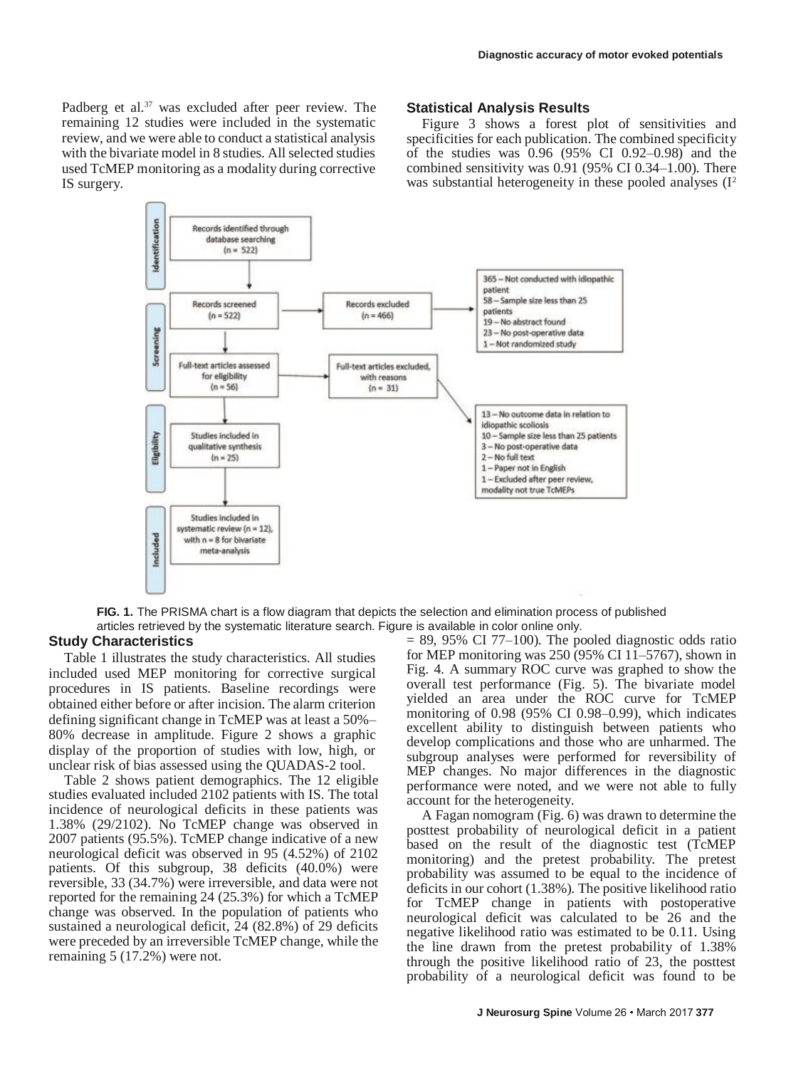Padberg et al.[37] was excluded after peer review. The remaining 12 studies were included in the systematic review, and we were able to conduct a statistical analysis with the bivariate model in 8 studies. All selected studies used TcMEP monitoring as a modality during corrective IS surgery.

### Study Characteristics

Table 1 illustrates the study characteristics. All studies included used MEP monitoring for corrective surgical procedures in IS patients. Baseline recordings were obtained either before or after incision. The alarm criterion defining significant change in TcMEP was at least a 50%–80% decrease in amplitude. Figure 2 shows a graphic display of the proportion of studies with low, high, or unclear risk of bias assessed using the QUADAS-2 tool.

Table 2 shows patient demographics. The 12 eligible studies evaluated included 2102 patients with IS. The total incidence of neurological deficits in these patients was 1.38% (29/2102). No TcMEP change was observed in 2007 patients (95.5%). TcMEP change indicative of a new neurological deficit was observed in 95 (4.52%) of 2102 patients. Of this subgroup, 38 deficits (40.0%) were reversible, 33 (34.7%) were irreversible, and data were not reported for the remaining 24 (25.3%) for which a TcMEP change was observed. In the population of patients who sustained a neurological deficit, 24 (82.8%) of 29 deficits were preceded by an irreversible TcMEP change, while the remaining 5 (17.2%) were not.

### Statistical Analysis Results

Figure 3 shows a forest plot of sensitivities and specificities for each publication. The combined specificity of the studies was 0.96 (95% CI 0.92–0.98) and the combined sensitivity was 0.91 (95% CI 0.34–1.00). There was substantial heterogeneity in these pooled analyses ($I^2$ = 89, 95% CI 77–100). The pooled diagnostic odds ratio for MEP monitoring was 250 (95% CI 11–5767), shown in Fig. 4. A summary ROC curve was graphed to show the overall test performance (Fig. 5). The bivariate model yielded an area under the ROC curve for TcMEP monitoring of 0.98 (95% CI 0.98–0.99), which indicates excellent ability to distinguish between patients who develop complications and those who are unharmed. The subgroup analyses were performed for reversibility of MEP changes. No major differences in the diagnostic performance were noted, and we were not able to fully account for the heterogeneity.

A Fagan nomogram (Fig. 6) was drawn to determine the posttest probability of neurological deficit in a patient based on the result of the diagnostic test (TcMEP monitoring) and the pretest probability. The pretest probability was assumed to be equal to the incidence of deficits in our cohort (1.38%). The positive likelihood ratio for TcMEP change in patients with postoperative neurological deficit was calculated to be 26 and the negative likelihood ratio was estimated to be 0.11. Using the line drawn from the pretest probability of 1.38% through the positive likelihood ratio of 23, the posttest probability of a neurological deficit was found to be

**Identification**

Records identified through database searching (n = 522)

**Screening**

Records screened (n = 522)

Records excluded (n = 466)

- 365 – Not conducted with idiopathic patient
- 58 – Sample size less than 25 patients
- 19 – No abstract found
- 23 – No post-operative data
- 1 – Not randomized study

Full-text articles assessed for eligibility (n = 56)

Full-text articles excluded, with reasons (n = 31)

- 13 – No outcome data in relation to idiopathic scoliosis
- 10 – Sample size less than 25 patients
- 3 – No post-operative data
- 2 – No full text
- 1 – Paper not in English
- 1 – Excluded after peer review, modality not true TcMEPs

**Eligibility**

Studies included in qualitative synthesis (n = 25)

**Included**

Studies included in systematic review (n = 12), with n = 8 for bivariate meta-analysis

**FIG. 1.** The PRISMA chart is a flow diagram that depicts the selection and elimination process of published articles retrieved by the systematic literature search. Figure is available in color online only.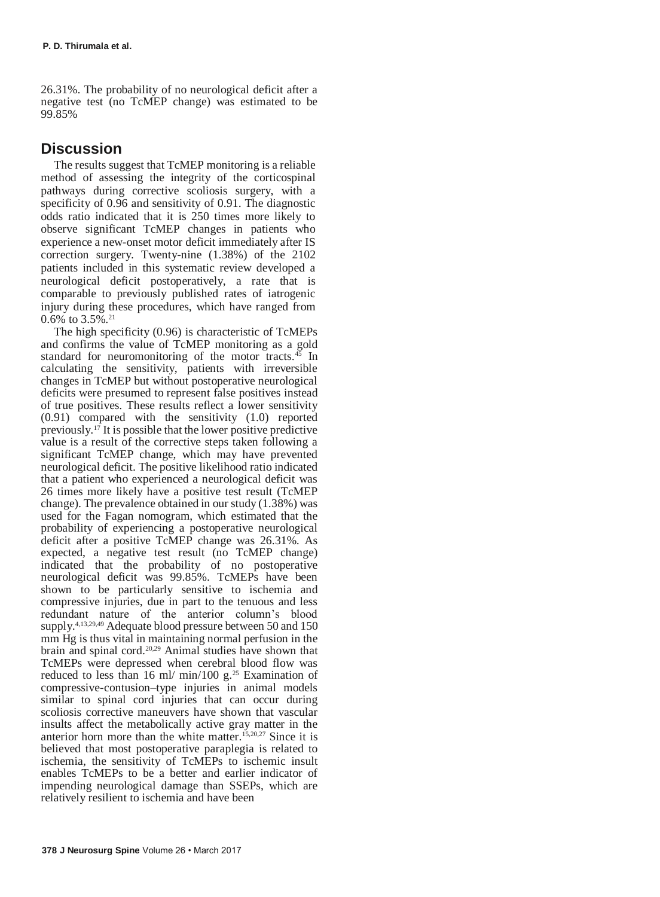26.31%. The probability of no neurological deficit after a negative test (no TcMEP change) was estimated to be 99.85%

## Discussion

The results suggest that TcMEP monitoring is a reliable method of assessing the integrity of the corticospinal pathways during corrective scoliosis surgery, with a specificity of 0.96 and sensitivity of 0.91. The diagnostic odds ratio indicated that it is 250 times more likely to observe significant TcMEP changes in patients who experience a new-onset motor deficit immediately after IS correction surgery. Twenty-nine (1.38%) of the 2102 patients included in this systematic review developed a neurological deficit postoperatively, a rate that is comparable to previously published rates of iatrogenic injury during these procedures, which have ranged from 0.6% to 3.5%.[21]

The high specificity (0.96) is characteristic of TcMEPs and confirms the value of TcMEP monitoring as a gold standard for neuromonitoring of the motor tracts.[45] In calculating the sensitivity, patients with irreversible changes in TcMEP but without postoperative neurological deficits were presumed to represent false positives instead of true positives. These results reflect a lower sensitivity (0.91) compared with the sensitivity (1.0) reported previously.[17] It is possible that the lower positive predictive value is a result of the corrective steps taken following a significant TcMEP change, which may have prevented neurological deficit. The positive likelihood ratio indicated that a patient who experienced a neurological deficit was 26 times more likely have a positive test result (TcMEP change). The prevalence obtained in our study (1.38%) was used for the Fagan nomogram, which estimated that the probability of experiencing a postoperative neurological deficit after a positive TcMEP change was 26.31%. As expected, a negative test result (no TcMEP change) indicated that the probability of no postoperative neurological deficit was 99.85%. TcMEPs have been shown to be particularly sensitive to ischemia and compressive injuries, due in part to the tenuous and less redundant nature of the anterior column's blood supply.[4,13,29,49] Adequate blood pressure between 50 and 150 mm Hg is thus vital in maintaining normal perfusion in the brain and spinal cord.[20,29] Animal studies have shown that TcMEPs were depressed when cerebral blood flow was reduced to less than 16 ml/ min/100 g.[25] Examination of compressive-contusion–type injuries in animal models similar to spinal cord injuries that can occur during scoliosis corrective maneuvers have shown that vascular insults affect the metabolically active gray matter in the anterior horn more than the white matter.[15,20,27] Since it is believed that most postoperative paraplegia is related to ischemia, the sensitivity of TcMEPs to ischemic insult enables TcMEPs to be a better and earlier indicator of impending neurological damage than SSEPs, which are relatively resilient to ischemia and have been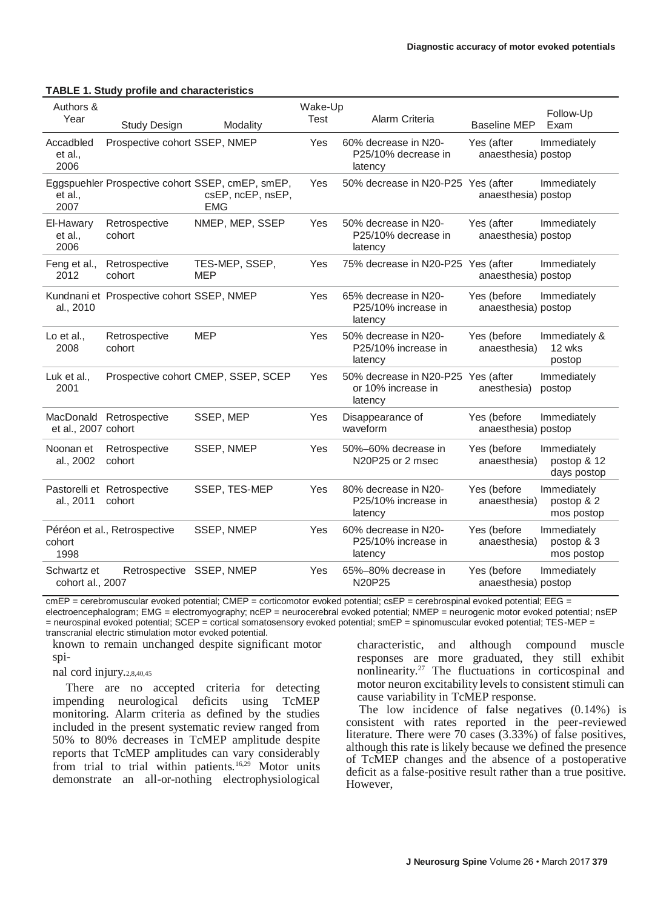**TABLE 1. Study profile and characteristics**

| Authors & Year | Study Design | Modality | Wake-Up Test | Alarm Criteria | Baseline MEP | Follow-Up Exam |
|---|---|---|---|---|---|---|
| Accadbled et al., 2006 | Prospective cohort | SSEP, NMEP | Yes | 60% decrease in N20-P25/10% decrease in latency | Yes (after anaesthesia) | Immediately postop |
| Eggspuehler et al., 2007 | Prospective cohort | SSEP, cmEP, smEP, csEP, ncEP, nsEP, EMG | Yes | 50% decrease in N20-P25 | Yes (after anaesthesia) | Immediately postop |
| El-Hawary et al., 2006 | Retrospective cohort | NMEP, MEP, SSEP | Yes | 50% decrease in N20-P25/10% decrease in latency | Yes (after anaesthesia) | Immediately postop |
| Feng et al., 2012 | Retrospective cohort | TES-MEP, SSEP, MEP | Yes | 75% decrease in N20-P25 | Yes (after anaesthesia) | Immediately postop |
| Kundnani et al., 2010 | Prospective cohort | SSEP, NMEP | Yes | 65% decrease in N20-P25/10% increase in latency | Yes (before anaesthesia) | Immediately postop |
| Lo et al., 2008 | Retrospective cohort | MEP | Yes | 50% decrease in N20-P25/10% increase in latency | Yes (before anaesthesia) | Immediately & 12 wks postop |
| Luk et al., 2001 | Prospective cohort | CMEP, SSEP, SCEP | Yes | 50% decrease in N20-P25 or 10% increase in latency | Yes (after anesthesia) | Immediately postop |
| MacDonald et al., 2007 | Retrospective cohort | SSEP, MEP | Yes | Disappearance of waveform | Yes (before anaesthesia) | Immediately postop |
| Noonan et al., 2002 | Retrospective cohort | SSEP, NMEP | Yes | 50%–60% decrease in N20P25 or 2 msec | Yes (before anaesthesia) | Immediately postop & 12 days postop |
| Pastorelli et al., 2011 | Retrospective cohort | SSEP, TES-MEP | Yes | 80% decrease in N20-P25/10% increase in latency | Yes (before anaesthesia) | Immediately postop & 2 mos postop |
| Péréon et al., 1998 | Retrospective cohort | SSEP, NMEP | Yes | 60% decrease in N20-P25/10% increase in latency | Yes (before anaesthesia) | Immediately postop & 3 mos postop |
| Schwartz et al., 2007 | Retrospective cohort | SSEP, NMEP | Yes | 65%–80% decrease in N20P25 | Yes (before anaesthesia) | Immediately postop |

cmEP = cerebromuscular evoked potential; CMEP = corticomotor evoked potential; csEP = cerebrospinal evoked potential; EEG = electroencephalogram; EMG = electromyography; ncEP = neurocerebral evoked potential; NMEP = neurogenic motor evoked potential; nsEP = neurospinal evoked potential; SCEP = cortical somatosensory evoked potential; smEP = spinomuscular evoked potential; TES-MEP = transcranial electric stimulation motor evoked potential.

known to remain unchanged despite significant motor spinal cord injury.[2,8,40,45]

There are no accepted criteria for detecting impending neurological deficits using TcMEP monitoring. Alarm criteria as defined by the studies included in the present systematic review ranged from 50% to 80% decreases in TcMEP amplitude despite reports that TcMEP amplitudes can vary considerably from trial to trial within patients.[16,29] Motor units demonstrate an all-or-nothing electrophysiological characteristic, and although compound muscle responses are more graduated, they still exhibit nonlinearity.[27] The fluctuations in corticospinal and motor neuron excitability levels to consistent stimuli can cause variability in TcMEP response.

The low incidence of false negatives (0.14%) is consistent with rates reported in the peer-reviewed literature. There were 70 cases (3.33%) of false positives, although this rate is likely because we defined the presence of TcMEP changes and the absence of a postoperative deficit as a false-positive result rather than a true positive. However,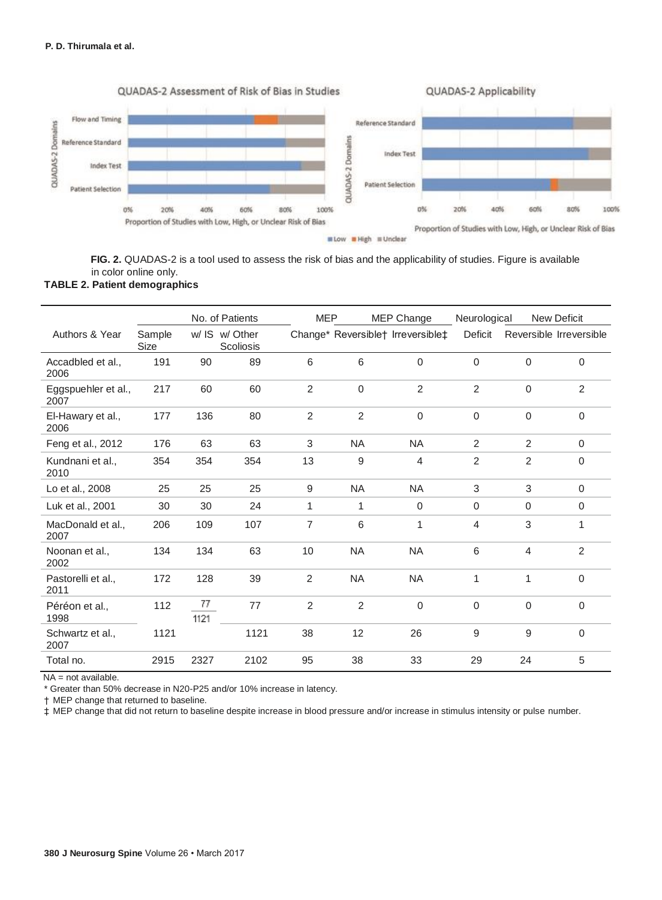FIG. 2. QUADAS-2 is a tool used to assess the risk of bias and the applicability of studies. Figure is available in color online only.

**TABLE 2. Patient demographics**

| Authors & Year | No. of Patients | | | MEP Change* | MEP Change | | Neurological Deficit | New Deficit | |
|---|---|---|---|---|---|---|---|---|---|
| | Sample Size | w/ IS | w/ Other Scoliosis | | Reversible† | Irreversible‡ | | Reversible | Irreversible |
| Accadbled et al., 2006 | 191 | 90 | 89 | 6 | 6 | 0 | 0 | 0 | 0 |
| Eggspuehler et al., 2007 | 217 | 60 | 60 | 2 | 0 | 2 | 2 | 0 | 2 |
| El-Hawary et al., 2006 | 177 | 136 | 80 | 2 | 2 | 0 | 0 | 0 | 0 |
| Feng et al., 2012 | 176 | 63 | 63 | 3 | NA | NA | 2 | 2 | 0 |
| Kundnani et al., 2010 | 354 | 354 | 354 | 13 | 9 | 4 | 2 | 2 | 0 |
| Lo et al., 2008 | 25 | 25 | 25 | 9 | NA | NA | 3 | 3 | 0 |
| Luk et al., 2001 | 30 | 30 | 24 | 1 | 1 | 0 | 0 | 0 | 0 |
| MacDonald et al., 2007 | 206 | 109 | 107 | 7 | 6 | 1 | 4 | 3 | 1 |
| Noonan et al., 2002 | 134 | 134 | 63 | 10 | NA | NA | 6 | 4 | 2 |
| Pastorelli et al., 2011 | 172 | 128 | 39 | 2 | NA | NA | 1 | 1 | 0 |
| Péréon et al., 1998 | 112 | 77 | 77 | 2 | 2 | 0 | 0 | 0 | 0 |
| Schwartz et al., 2007 | 1121 | 1121 | 1121 | 38 | 12 | 26 | 9 | 9 | 0 |
| Total no. | 2915 | 2327 | 2102 | 95 | 38 | 33 | 29 | 24 | 5 |

NA = not available.

* Greater than 50% decrease in N20-P25 and/or 10% increase in latency.

† MEP change that returned to baseline.

‡ MEP change that did not return to baseline despite increase in blood pressure and/or increase in stimulus intensity or pulse number.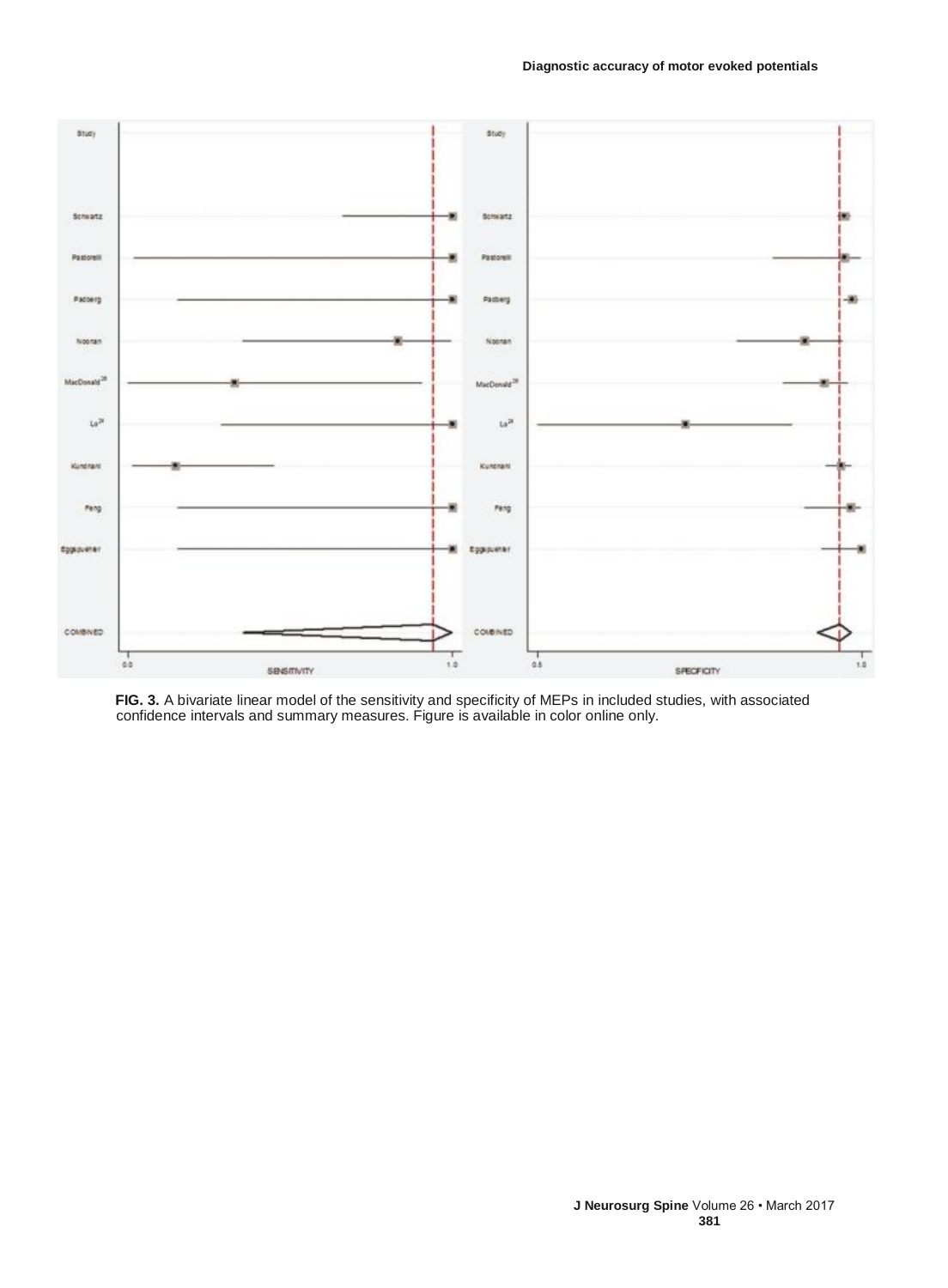FIG. 3. A bivariate linear model of the sensitivity and specificity of MEPs in included studies, with associated confidence intervals and summary measures. Figure is available in color online only.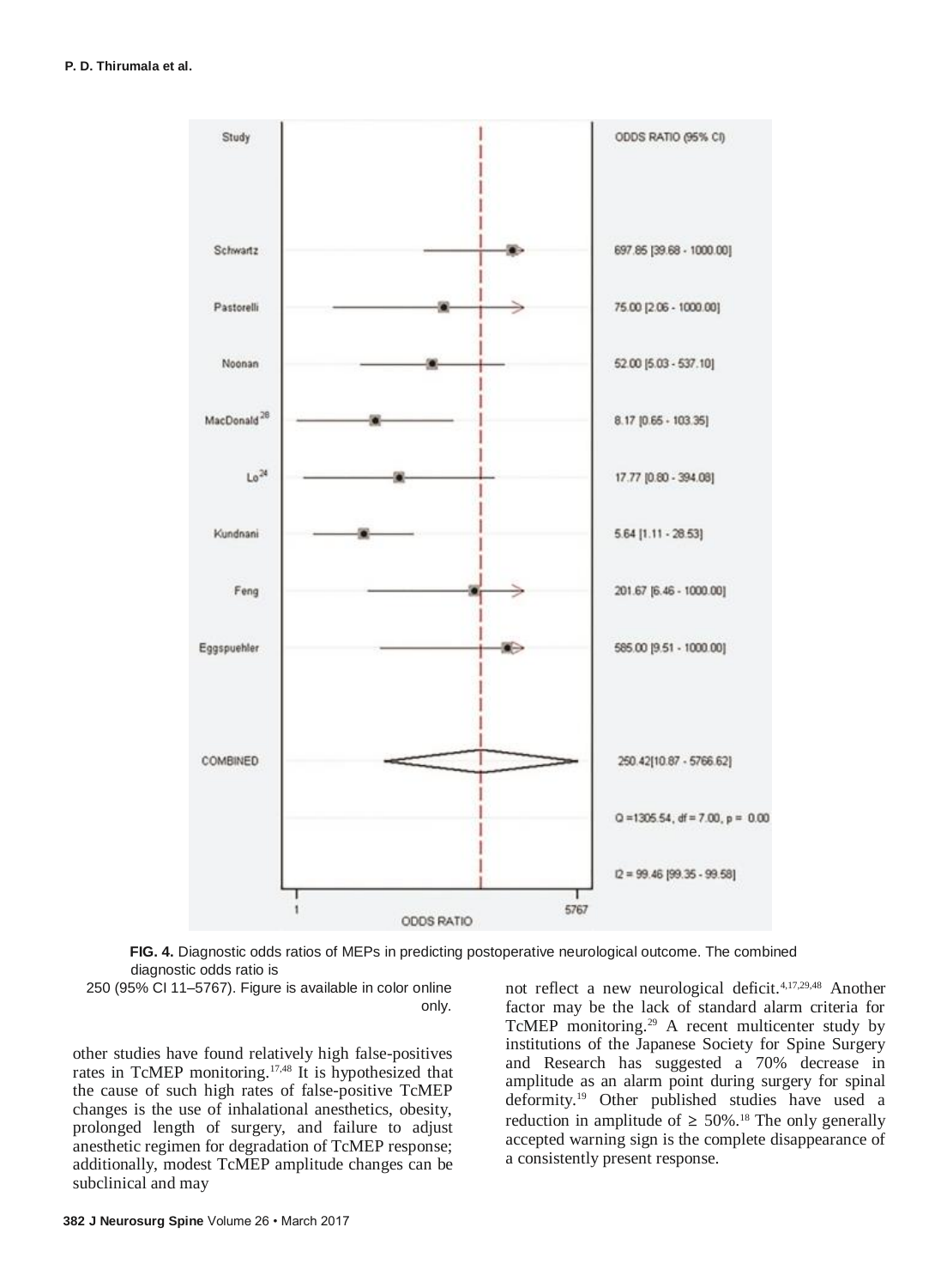| Study | ODDS RATIO (95% CI) |
| --- | --- |
| Schwartz | 697.85 [39.68 - 1000.00] |
| Pastorelli | 75.00 [2.06 - 1000.00] |
| Noonan | 52.00 [5.03 - 537.10] |
| MacDonald[28] | 8.17 [0.65 - 103.35] |
| Lo[24] | 17.77 [0.80 - 394.08] |
| Kundnani | 5.64 [1.11 - 28.53] |
| Feng | 201.67 [6.46 - 1000.00] |
| Eggspuehler | 585.00 [9.51 - 1000.00] |
| COMBINED | 250.42[10.87 - 5766.62] |

Q =1305.54, df = 7.00, p = 0.00

I2 = 99.46 [99.35 - 99.58]

ODDS RATIO (axis: 1 – 5767)

**FIG. 4.** Diagnostic odds ratios of MEPs in predicting postoperative neurological outcome. The combined diagnostic odds ratio is 250 (95% CI 11–5767). Figure is available in color online only.

other studies have found relatively high false-positives rates in TcMEP monitoring.[17,48] It is hypothesized that the cause of such high rates of false-positive TcMEP changes is the use of inhalational anesthetics, obesity, prolonged length of surgery, and failure to adjust anesthetic regimen for degradation of TcMEP response; additionally, modest TcMEP amplitude changes can be subclinical and may not reflect a new neurological deficit.[4,17,29,48] Another factor may be the lack of standard alarm criteria for TcMEP monitoring.[29] A recent multicenter study by institutions of the Japanese Society for Spine Surgery and Research has suggested a 70% decrease in amplitude as an alarm point during surgery for spinal deformity.[19] Other published studies have used a reduction in amplitude of ≥ 50%.[18] The only generally accepted warning sign is the complete disappearance of a consistently present response.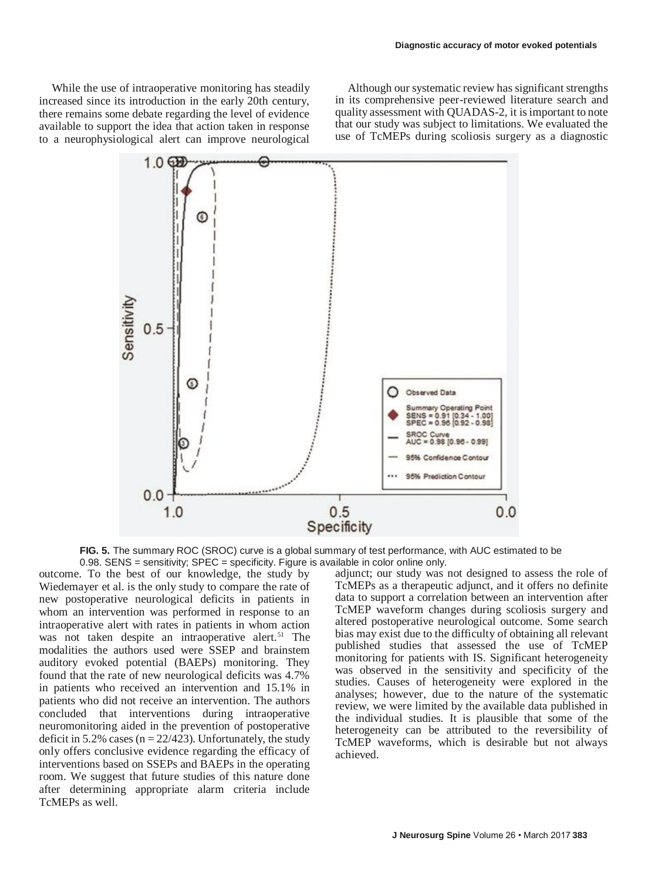While the use of intraoperative monitoring has steadily increased since its introduction in the early 20th century, there remains some debate regarding the level of evidence available to support the idea that action taken in response to a neurophysiological alert can improve neurological outcome. To the best of our knowledge, the study by Wiedemayer et al. is the only study to compare the rate of new postoperative neurological deficits in patients in whom an intervention was performed in response to an intraoperative alert with rates in patients in whom action was not taken despite an intraoperative alert.[51] The modalities the authors used were SSEP and brainstem auditory evoked potential (BAEPs) monitoring. They found that the rate of new neurological deficits was 4.7% in patients who received an intervention and 15.1% in patients who did not receive an intervention. The authors concluded that interventions during intraoperative neuromonitoring aided in the prevention of postoperative deficit in 5.2% cases (n = 22/423). Unfortunately, the study only offers conclusive evidence regarding the efficacy of interventions based on SSEPs and BAEPs in the operating room. We suggest that future studies of this nature done after determining appropriate alarm criteria include TcMEPs as well.

Although our systematic review has significant strengths in its comprehensive peer-reviewed literature search and quality assessment with QUADAS-2, it is important to note that our study was subject to limitations. We evaluated the use of TcMEPs during scoliosis surgery as a diagnostic adjunct; our study was not designed to assess the role of TcMEPs as a therapeutic adjunct, and it offers no definite data to support a correlation between an intervention after TcMEP waveform changes during scoliosis surgery and altered postoperative neurological outcome. Some search bias may exist due to the difficulty of obtaining all relevant published studies that assessed the use of TcMEP monitoring for patients with IS. Significant heterogeneity was observed in the sensitivity and specificity of the studies. Causes of heterogeneity were explored in the analyses; however, due to the nature of the systematic review, we were limited by the available data published in the individual studies. It is plausible that some of the heterogeneity can be attributed to the reversibility of TcMEP waveforms, which is desirable but not always achieved.

**FIG. 5.** The summary ROC (SROC) curve is a global summary of test performance, with AUC estimated to be 0.98. SENS = sensitivity; SPEC = specificity. Figure is available in color online only.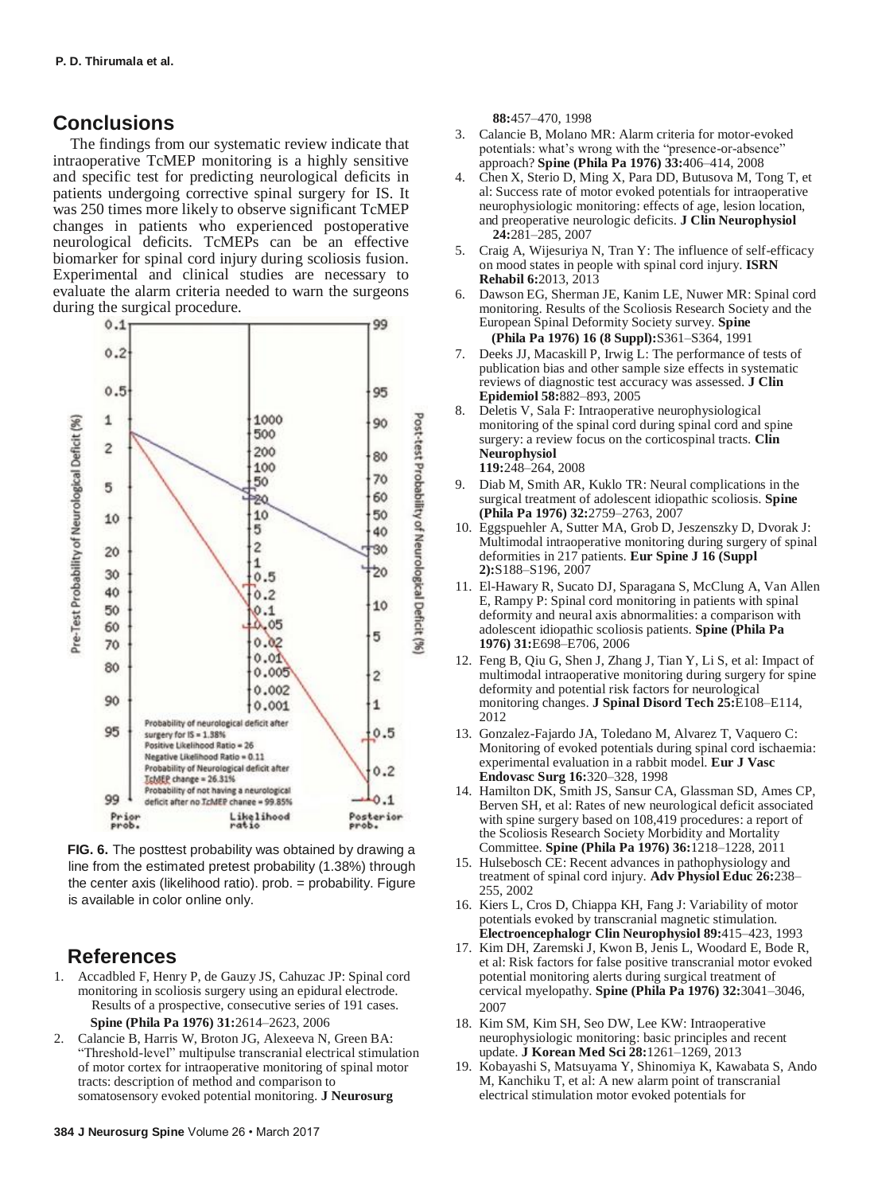## Conclusions

The findings from our systematic review indicate that intraoperative TcMEP monitoring is a highly sensitive and specific test for predicting neurological deficits in patients undergoing corrective spinal surgery for IS. It was 250 times more likely to observe significant TcMEP changes in patients who experienced postoperative neurological deficits. TcMEPs can be an effective biomarker for spinal cord injury during scoliosis fusion. Experimental and clinical studies are necessary to evaluate the alarm criteria needed to warn the surgeons during the surgical procedure.

FIG. 6. The posttest probability was obtained by drawing a line from the estimated pretest probability (1.38%) through the center axis (likelihood ratio). prob. = probability. Figure is available in color online only.

## References

1. Accadbled F, Henry P, de Gauzy JS, Cahuzac JP: Spinal cord monitoring in scoliosis surgery using an epidural electrode. Results of a prospective, consecutive series of 191 cases. **Spine (Phila Pa 1976) 31:**2614–2623, 2006
2. Calancie B, Harris W, Broton JG, Alexeeva N, Green BA: "Threshold-level" multipulse transcranial electrical stimulation of motor cortex for intraoperative monitoring of spinal motor tracts: description of method and comparison to somatosensory evoked potential monitoring. **J Neurosurg 88:**457–470, 1998
3. Calancie B, Molano MR: Alarm criteria for motor-evoked potentials: what's wrong with the "presence-or-absence" approach? **Spine (Phila Pa 1976) 33:**406–414, 2008
4. Chen X, Sterio D, Ming X, Para DD, Butusova M, Tong T, et al: Success rate of motor evoked potentials for intraoperative neurophysiologic monitoring: effects of age, lesion location, and preoperative neurologic deficits. **J Clin Neurophysiol 24:**281–285, 2007
5. Craig A, Wijesuriya N, Tran Y: The influence of self-efficacy on mood states in people with spinal cord injury. **ISRN Rehabil 6:**2013, 2013
6. Dawson EG, Sherman JE, Kanim LE, Nuwer MR: Spinal cord monitoring. Results of the Scoliosis Research Society and the European Spinal Deformity Society survey. **Spine (Phila Pa 1976) 16 (8 Suppl):**S361–S364, 1991
7. Deeks JJ, Macaskill P, Irwig L: The performance of tests of publication bias and other sample size effects in systematic reviews of diagnostic test accuracy was assessed. **J Clin Epidemiol 58:**882–893, 2005
8. Deletis V, Sala F: Intraoperative neurophysiological monitoring of the spinal cord during spinal cord and spine surgery: a review focus on the corticospinal tracts. **Clin Neurophysiol 119:**248–264, 2008
9. Diab M, Smith AR, Kuklo TR: Neural complications in the surgical treatment of adolescent idiopathic scoliosis. **Spine (Phila Pa 1976) 32:**2759–2763, 2007
10. Eggspuehler A, Sutter MA, Grob D, Jeszenszky D, Dvorak J: Multimodal intraoperative monitoring during surgery of spinal deformities in 217 patients. **Eur Spine J 16 (Suppl 2):**S188–S196, 2007
11. El-Hawary R, Sucato DJ, Sparagana S, McClung A, Van Allen E, Rampy P: Spinal cord monitoring in patients with spinal deformity and neural axis abnormalities: a comparison with adolescent idiopathic scoliosis patients. **Spine (Phila Pa 1976) 31:**E698–E706, 2006
12. Feng B, Qiu G, Shen J, Zhang J, Tian Y, Li S, et al: Impact of multimodal intraoperative monitoring during surgery for spine deformity and potential risk factors for neurological monitoring changes. **J Spinal Disord Tech 25:**E108–E114, 2012
13. Gonzalez-Fajardo JA, Toledano M, Alvarez T, Vaquero C: Monitoring of evoked potentials during spinal cord ischaemia: experimental evaluation in a rabbit model. **Eur J Vasc Endovasc Surg 16:**320–328, 1998
14. Hamilton DK, Smith JS, Sansur CA, Glassman SD, Ames CP, Berven SH, et al: Rates of new neurological deficit associated with spine surgery based on 108,419 procedures: a report of the Scoliosis Research Society Morbidity and Mortality Committee. **Spine (Phila Pa 1976) 36:**1218–1228, 2011
15. Hulsebosch CE: Recent advances in pathophysiology and treatment of spinal cord injury. **Adv Physiol Educ 26:**238–255, 2002
16. Kiers L, Cros D, Chiappa KH, Fang J: Variability of motor potentials evoked by transcranial magnetic stimulation. **Electroencephalogr Clin Neurophysiol 89:**415–423, 1993
17. Kim DH, Zaremski J, Kwon B, Jenis L, Woodard E, Bode R, et al: Risk factors for false positive transcranial motor evoked potential monitoring alerts during surgical treatment of cervical myelopathy. **Spine (Phila Pa 1976) 32:**3041–3046, 2007
18. Kim SM, Kim SH, Seo DW, Lee KW: Intraoperative neurophysiologic monitoring: basic principles and recent update. **J Korean Med Sci 28:**1261–1269, 2013
19. Kobayashi S, Matsuyama Y, Shinomiya K, Kawabata S, Ando M, Kanchiku T, et al: A new alarm point of transcranial electrical stimulation motor evoked potentials for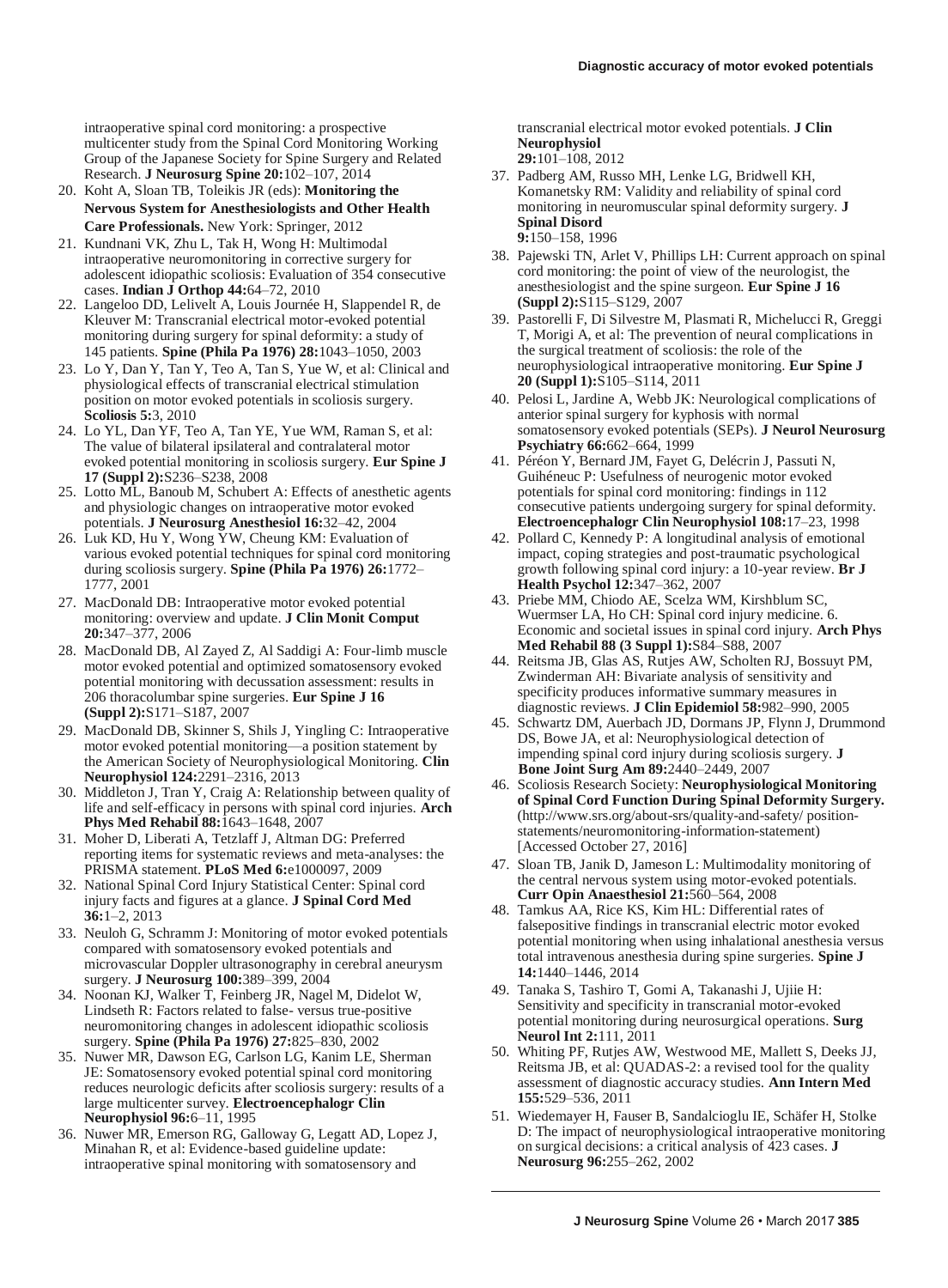intraoperative spinal cord monitoring: a prospective multicenter study from the Spinal Cord Monitoring Working Group of the Japanese Society for Spine Surgery and Related Research. **J Neurosurg Spine 20:**102–107, 2014

20. Koht A, Sloan TB, Toleikis JR (eds): **Monitoring the Nervous System for Anesthesiologists and Other Health Care Professionals.** New York: Springer, 2012
21. Kundnani VK, Zhu L, Tak H, Wong H: Multimodal intraoperative neuromonitoring in corrective surgery for adolescent idiopathic scoliosis: Evaluation of 354 consecutive cases. **Indian J Orthop 44:**64–72, 2010
22. Langeloo DD, Lelivelt A, Louis Journée H, Slappendel R, de Kleuver M: Transcranial electrical motor-evoked potential monitoring during surgery for spinal deformity: a study of 145 patients. **Spine (Phila Pa 1976) 28:**1043–1050, 2003
23. Lo Y, Dan Y, Tan Y, Teo A, Tan S, Yue W, et al: Clinical and physiological effects of transcranial electrical stimulation position on motor evoked potentials in scoliosis surgery. **Scoliosis 5:**3, 2010
24. Lo YL, Dan YF, Teo A, Tan YE, Yue WM, Raman S, et al: The value of bilateral ipsilateral and contralateral motor evoked potential monitoring in scoliosis surgery. **Eur Spine J 17 (Suppl 2):**S236–S238, 2008
25. Lotto ML, Banoub M, Schubert A: Effects of anesthetic agents and physiologic changes on intraoperative motor evoked potentials. **J Neurosurg Anesthesiol 16:**32–42, 2004
26. Luk KD, Hu Y, Wong YW, Cheung KM: Evaluation of various evoked potential techniques for spinal cord monitoring during scoliosis surgery. **Spine (Phila Pa 1976) 26:**1772–1777, 2001
27. MacDonald DB: Intraoperative motor evoked potential monitoring: overview and update. **J Clin Monit Comput 20:**347–377, 2006
28. MacDonald DB, Al Zayed Z, Al Saddigi A: Four-limb muscle motor evoked potential and optimized somatosensory evoked potential monitoring with decussation assessment: results in 206 thoracolumbar spine surgeries. **Eur Spine J 16 (Suppl 2):**S171–S187, 2007
29. MacDonald DB, Skinner S, Shils J, Yingling C: Intraoperative motor evoked potential monitoring—a position statement by the American Society of Neurophysiological Monitoring. **Clin Neurophysiol 124:**2291–2316, 2013
30. Middleton J, Tran Y, Craig A: Relationship between quality of life and self-efficacy in persons with spinal cord injuries. **Arch Phys Med Rehabil 88:**1643–1648, 2007
31. Moher D, Liberati A, Tetzlaff J, Altman DG: Preferred reporting items for systematic reviews and meta-analyses: the PRISMA statement. **PLoS Med 6:**e1000097, 2009
32. National Spinal Cord Injury Statistical Center: Spinal cord injury facts and figures at a glance. **J Spinal Cord Med 36:**1–2, 2013
33. Neuloh G, Schramm J: Monitoring of motor evoked potentials compared with somatosensory evoked potentials and microvascular Doppler ultrasonography in cerebral aneurysm surgery. **J Neurosurg 100:**389–399, 2004
34. Noonan KJ, Walker T, Feinberg JR, Nagel M, Didelot W, Lindseth R: Factors related to false- versus true-positive neuromonitoring changes in adolescent idiopathic scoliosis surgery. **Spine (Phila Pa 1976) 27:**825–830, 2002
35. Nuwer MR, Dawson EG, Carlson LG, Kanim LE, Sherman JE: Somatosensory evoked potential spinal cord monitoring reduces neurologic deficits after scoliosis surgery: results of a large multicenter survey. **Electroencephalogr Clin Neurophysiol 96:**6–11, 1995
36. Nuwer MR, Emerson RG, Galloway G, Legatt AD, Lopez J, Minahan R, et al: Evidence-based guideline update: intraoperative spinal monitoring with somatosensory and transcranial electrical motor evoked potentials. **J Clin Neurophysiol 29:**101–108, 2012
37. Padberg AM, Russo MH, Lenke LG, Bridwell KH, Komanetsky RM: Validity and reliability of spinal cord monitoring in neuromuscular spinal deformity surgery. **J Spinal Disord 9:**150–158, 1996
38. Pajewski TN, Arlet V, Phillips LH: Current approach on spinal cord monitoring: the point of view of the neurologist, the anesthesiologist and the spine surgeon. **Eur Spine J 16 (Suppl 2):**S115–S129, 2007
39. Pastorelli F, Di Silvestre M, Plasmati R, Michelucci R, Greggi T, Morigi A, et al: The prevention of neural complications in the surgical treatment of scoliosis: the role of the neurophysiological intraoperative monitoring. **Eur Spine J 20 (Suppl 1):**S105–S114, 2011
40. Pelosi L, Jardine A, Webb JK: Neurological complications of anterior spinal surgery for kyphosis with normal somatosensory evoked potentials (SEPs). **J Neurol Neurosurg Psychiatry 66:**662–664, 1999
41. Péréon Y, Bernard JM, Fayet G, Delécrin J, Passuti N, Guihéneuc P: Usefulness of neurogenic motor evoked potentials for spinal cord monitoring: findings in 112 consecutive patients undergoing surgery for spinal deformity. **Electroencephalogr Clin Neurophysiol 108:**17–23, 1998
42. Pollard C, Kennedy P: A longitudinal analysis of emotional impact, coping strategies and post-traumatic psychological growth following spinal cord injury: a 10-year review. **Br J Health Psychol 12:**347–362, 2007
43. Priebe MM, Chiodo AE, Scelza WM, Kirshblum SC, Wuermser LA, Ho CH: Spinal cord injury medicine. 6. Economic and societal issues in spinal cord injury. **Arch Phys Med Rehabil 88 (3 Suppl 1):**S84–S88, 2007
44. Reitsma JB, Glas AS, Rutjes AW, Scholten RJ, Bossuyt PM, Zwinderman AH: Bivariate analysis of sensitivity and specificity produces informative summary measures in diagnostic reviews. **J Clin Epidemiol 58:**982–990, 2005
45. Schwartz DM, Auerbach JD, Dormans JP, Flynn J, Drummond DS, Bowe JA, et al: Neurophysiological detection of impending spinal cord injury during scoliosis surgery. **J Bone Joint Surg Am 89:**2440–2449, 2007
46. Scoliosis Research Society: **Neurophysiological Monitoring of Spinal Cord Function During Spinal Deformity Surgery.** (http://www.srs.org/about-srs/quality-and-safety/ position-statements/neuromonitoring-information-statement) [Accessed October 27, 2016]
47. Sloan TB, Janik D, Jameson L: Multimodality monitoring of the central nervous system using motor-evoked potentials. **Curr Opin Anaesthesiol 21:**560–564, 2008
48. Tamkus AA, Rice KS, Kim HL: Differential rates of falsepositive findings in transcranial electric motor evoked potential monitoring when using inhalational anesthesia versus total intravenous anesthesia during spine surgeries. **Spine J 14:**1440–1446, 2014
49. Tanaka S, Tashiro T, Gomi A, Takanashi J, Ujiie H: Sensitivity and specificity in transcranial motor-evoked potential monitoring during neurosurgical operations. **Surg Neurol Int 2:**111, 2011
50. Whiting PF, Rutjes AW, Westwood ME, Mallett S, Deeks JJ, Reitsma JB, et al: QUADAS-2: a revised tool for the quality assessment of diagnostic accuracy studies. **Ann Intern Med 155:**529–536, 2011
51. Wiedemayer H, Fauser B, Sandalcioglu IE, Schäfer H, Stolke D: The impact of neurophysiological intraoperative monitoring on surgical decisions: a critical analysis of 423 cases. **J Neurosurg 96:**255–262, 2002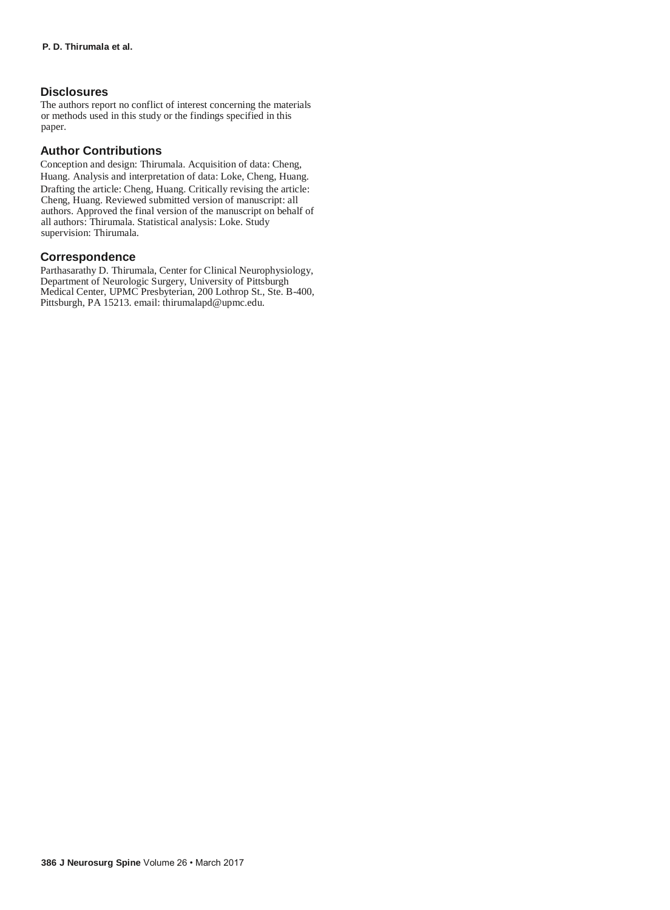## Disclosures

The authors report no conflict of interest concerning the materials or methods used in this study or the findings specified in this paper.

## Author Contributions

Conception and design: Thirumala. Acquisition of data: Cheng, Huang. Analysis and interpretation of data: Loke, Cheng, Huang. Drafting the article: Cheng, Huang. Critically revising the article: Cheng, Huang. Reviewed submitted version of manuscript: all authors. Approved the final version of the manuscript on behalf of all authors: Thirumala. Statistical analysis: Loke. Study supervision: Thirumala.

## Correspondence

Parthasarathy D. Thirumala, Center for Clinical Neurophysiology, Department of Neurologic Surgery, University of Pittsburgh Medical Center, UPMC Presbyterian, 200 Lothrop St., Ste. B-400, Pittsburgh, PA 15213. email: thirumalapd@upmc.edu.